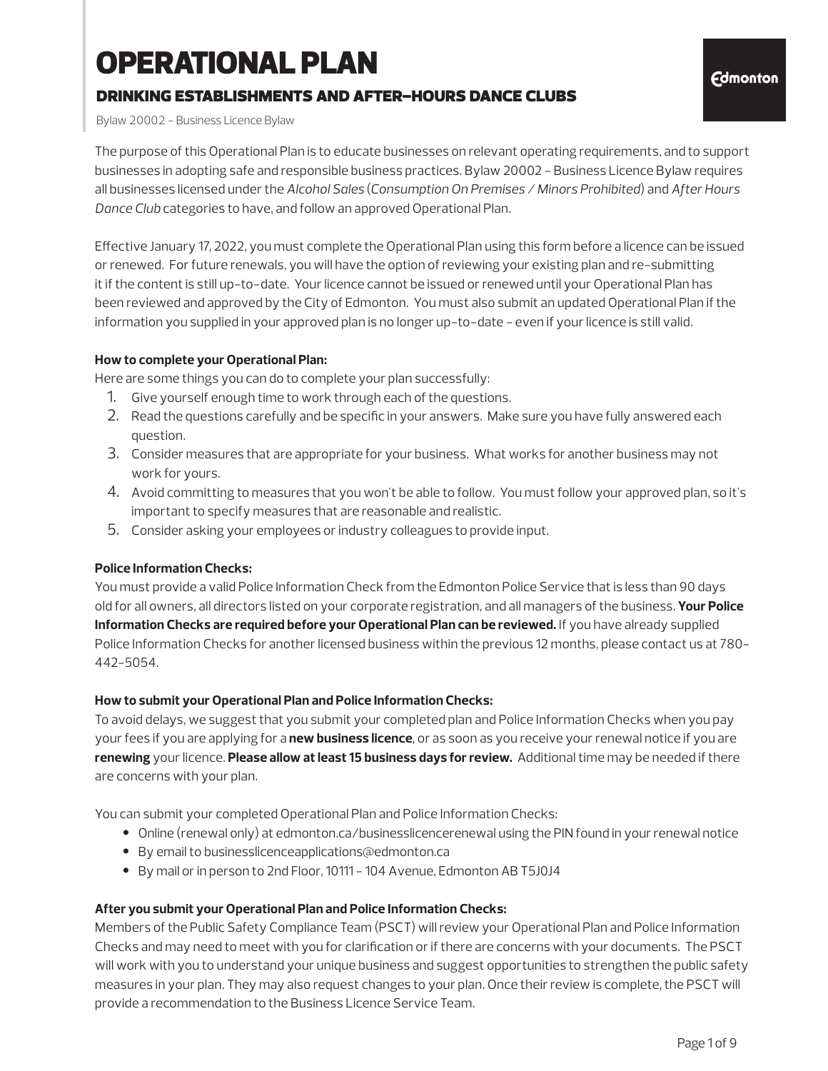# OPERATIONAL PLAN

## DRINKING ESTABLISHMENTS AND AFTER-HOURS DANCE CLUBS

Bylaw 20002 - Business Licence Bylaw

The purpose of this Operational Plan is to educate businesses on relevant operating requirements, and to support businesses in adopting safe and responsible business practices. Bylaw 20002 - Business Licence Bylaw requires all businesses licensed under the *Alcohol Sales* (*Consumption On Premises / Minors Prohibited*) and *After Hours Dance Club* categories to have, and follow an approved Operational Plan.

Effective January 17, 2022, you must complete the Operational Plan using this form before a licence can be issued or renewed. For future renewals, you will have the option of reviewing your existing plan and re-submitting it if the content is still up-to-date. Your licence cannot be issued or renewed until your Operational Plan has been reviewed and approved by the City of Edmonton. You must also submit an updated Operational Plan if the information you supplied in your approved plan is no longer up-to-date - even if your licence is still valid.

**How to complete your Operational Plan:**

Here are some things you can do to complete your plan successfully:

1. Give yourself enough time to work through each of the questions.
2. Read the questions carefully and be specific in your answers. Make sure you have fully answered each question.
3. Consider measures that are appropriate for your business. What works for another business may not work for yours.
4. Avoid committing to measures that you won't be able to follow. You must follow your approved plan, so it's important to specify measures that are reasonable and realistic.
5. Consider asking your employees or industry colleagues to provide input.

**Police Information Checks:**

You must provide a valid Police Information Check from the Edmonton Police Service that is less than 90 days old for all owners, all directors listed on your corporate registration, and all managers of the business. **Your Police Information Checks are required before your Operational Plan can be reviewed.** If you have already supplied Police Information Checks for another licensed business within the previous 12 months, please contact us at 780-442-5054.

**How to submit your Operational Plan and Police Information Checks:**

To avoid delays, we suggest that you submit your completed plan and Police Information Checks when you pay your fees if you are applying for a **new business licence**, or as soon as you receive your renewal notice if you are **renewing** your licence. **Please allow at least 15 business days for review.** Additional time may be needed if there are concerns with your plan.

You can submit your completed Operational Plan and Police Information Checks:

- Online (renewal only) at edmonton.ca/businesslicencerenewal using the PIN found in your renewal notice
- By email to businesslicenceapplications@edmonton.ca
- By mail or in person to 2nd Floor, 10111 - 104 Avenue, Edmonton AB T5J0J4

**After you submit your Operational Plan and Police Information Checks:**

Members of the Public Safety Compliance Team (PSCT) will review your Operational Plan and Police Information Checks and may need to meet with you for clarification or if there are concerns with your documents. The PSCT will work with you to understand your unique business and suggest opportunities to strengthen the public safety measures in your plan. They may also request changes to your plan. Once their review is complete, the PSCT will provide a recommendation to the Business Licence Service Team.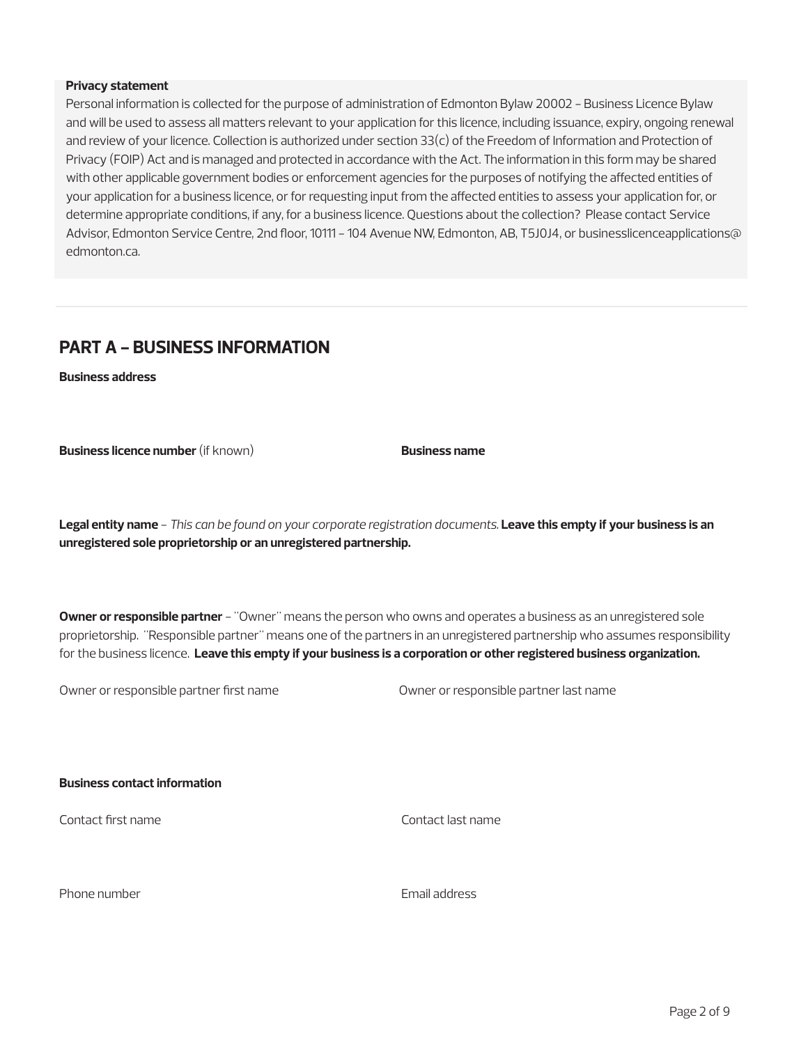**Privacy statement**

Personal information is collected for the purpose of administration of Edmonton Bylaw 20002 – Business Licence Bylaw and will be used to assess all matters relevant to your application for this licence, including issuance, expiry, ongoing renewal and review of your licence. Collection is authorized under section 33(c) of the Freedom of Information and Protection of Privacy (FOIP) Act and is managed and protected in accordance with the Act. The information in this form may be shared with other applicable government bodies or enforcement agencies for the purposes of notifying the affected entities of your application for a business licence, or for requesting input from the affected entities to assess your application for, or determine appropriate conditions, if any, for a business licence. Questions about the collection? Please contact Service Advisor, Edmonton Service Centre, 2nd floor, 10111 – 104 Avenue NW, Edmonton, AB, T5J0J4, or businesslicenceapplications@edmonton.ca.

## PART A – BUSINESS INFORMATION

**Business address**

**Business licence number** (if known)

**Business name**

**Legal entity name** – *This can be found on your corporate registration documents.* **Leave this empty if your business is an unregistered sole proprietorship or an unregistered partnership.**

**Owner or responsible partner** – "Owner" means the person who owns and operates a business as an unregistered sole proprietorship. "Responsible partner" means one of the partners in an unregistered partnership who assumes responsibility for the business licence. **Leave this empty if your business is a corporation or other registered business organization.**

Owner or responsible partner first name

Owner or responsible partner last name

**Business contact information**

Contact first name

Contact last name

Phone number

Email address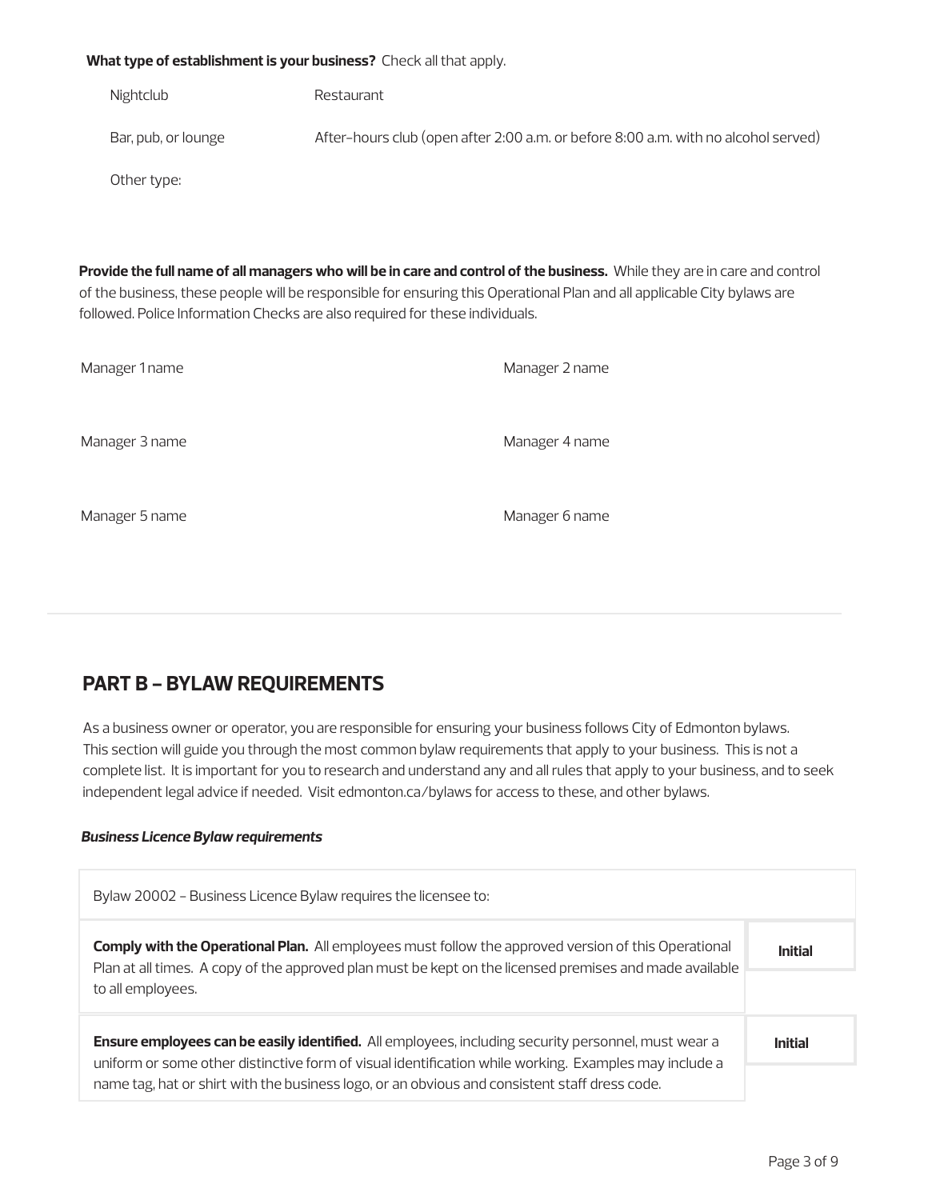**What type of establishment is your business?** Check all that apply.

Nightclub

Restaurant

Bar, pub, or lounge

After-hours club (open after 2:00 a.m. or before 8:00 a.m. with no alcohol served)

Other type:

**Provide the full name of all managers who will be in care and control of the business.** While they are in care and control of the business, these people will be responsible for ensuring this Operational Plan and all applicable City bylaws are followed. Police Information Checks are also required for these individuals.

Manager 1 name

Manager 2 name

Manager 3 name

Manager 4 name

Manager 5 name

Manager 6 name

## PART B – BYLAW REQUIREMENTS

As a business owner or operator, you are responsible for ensuring your business follows City of Edmonton bylaws. This section will guide you through the most common bylaw requirements that apply to your business. This is not a complete list. It is important for you to research and understand any and all rules that apply to your business, and to seek independent legal advice if needed. Visit edmonton.ca/bylaws for access to these, and other bylaws.

***Business Licence Bylaw requirements***

| Bylaw 20002 - Business Licence Bylaw requires the licensee to: | |
|---|---|
| **Comply with the Operational Plan.** All employees must follow the approved version of this Operational Plan at all times. A copy of the approved plan must be kept on the licensed premises and made available to all employees. | **Initial** |
| **Ensure employees can be easily identified.** All employees, including security personnel, must wear a uniform or some other distinctive form of visual identification while working. Examples may include a name tag, hat or shirt with the business logo, or an obvious and consistent staff dress code. | **Initial** |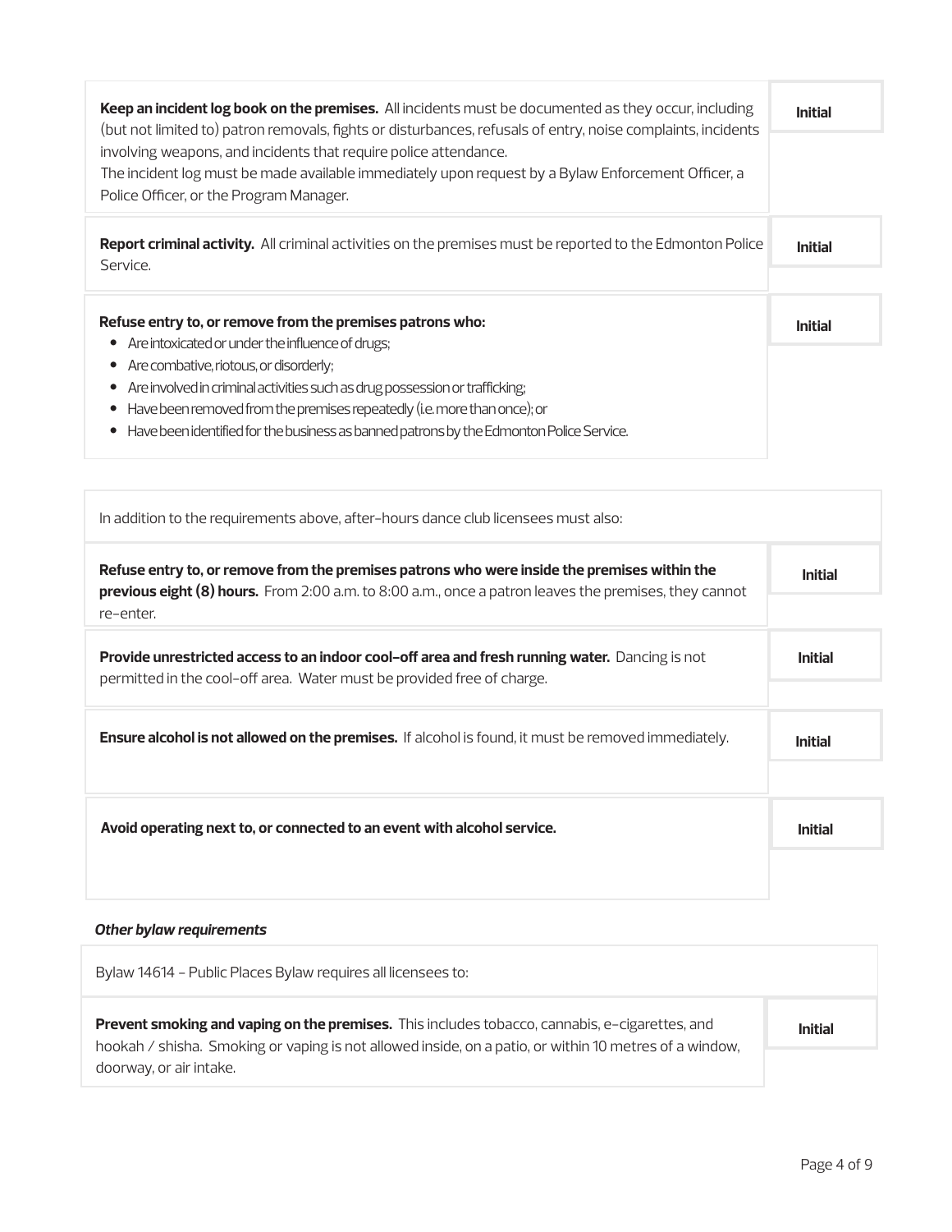| | |
|---|---|
| **Keep an incident log book on the premises.** All incidents must be documented as they occur, including (but not limited to) patron removals, fights or disturbances, refusals of entry, noise complaints, incidents involving weapons, and incidents that require police attendance.<br>The incident log must be made available immediately upon request by a Bylaw Enforcement Officer, a Police Officer, or the Program Manager. | **Initial** |
| **Report criminal activity.** All criminal activities on the premises must be reported to the Edmonton Police Service. | **Initial** |
| **Refuse entry to, or remove from the premises patrons who:**<br>• Are intoxicated or under the influence of drugs;<br>• Are combative, riotous, or disorderly;<br>• Are involved in criminal activities such as drug possession or trafficking;<br>• Have been removed from the premises repeatedly (i.e. more than once); or<br>• Have been identified for the business as banned patrons by the Edmonton Police Service. | **Initial** |

| In addition to the requirements above, after-hours dance club licensees must also: | |
|---|---|
| **Refuse entry to, or remove from the premises patrons who were inside the premises within the previous eight (8) hours.** From 2:00 a.m. to 8:00 a.m., once a patron leaves the premises, they cannot re-enter. | **Initial** |
| **Provide unrestricted access to an indoor cool-off area and fresh running water.** Dancing is not permitted in the cool-off area. Water must be provided free of charge. | **Initial** |
| **Ensure alcohol is not allowed on the premises.** If alcohol is found, it must be removed immediately. | **Initial** |
| **Avoid operating next to, or connected to an event with alcohol service.** | **Initial** |

***Other bylaw requirements***

| Bylaw 14614 - Public Places Bylaw requires all licensees to: | |
|---|---|
| **Prevent smoking and vaping on the premises.** This includes tobacco, cannabis, e-cigarettes, and hookah / shisha. Smoking or vaping is not allowed inside, on a patio, or within 10 metres of a window, doorway, or air intake. | **Initial** |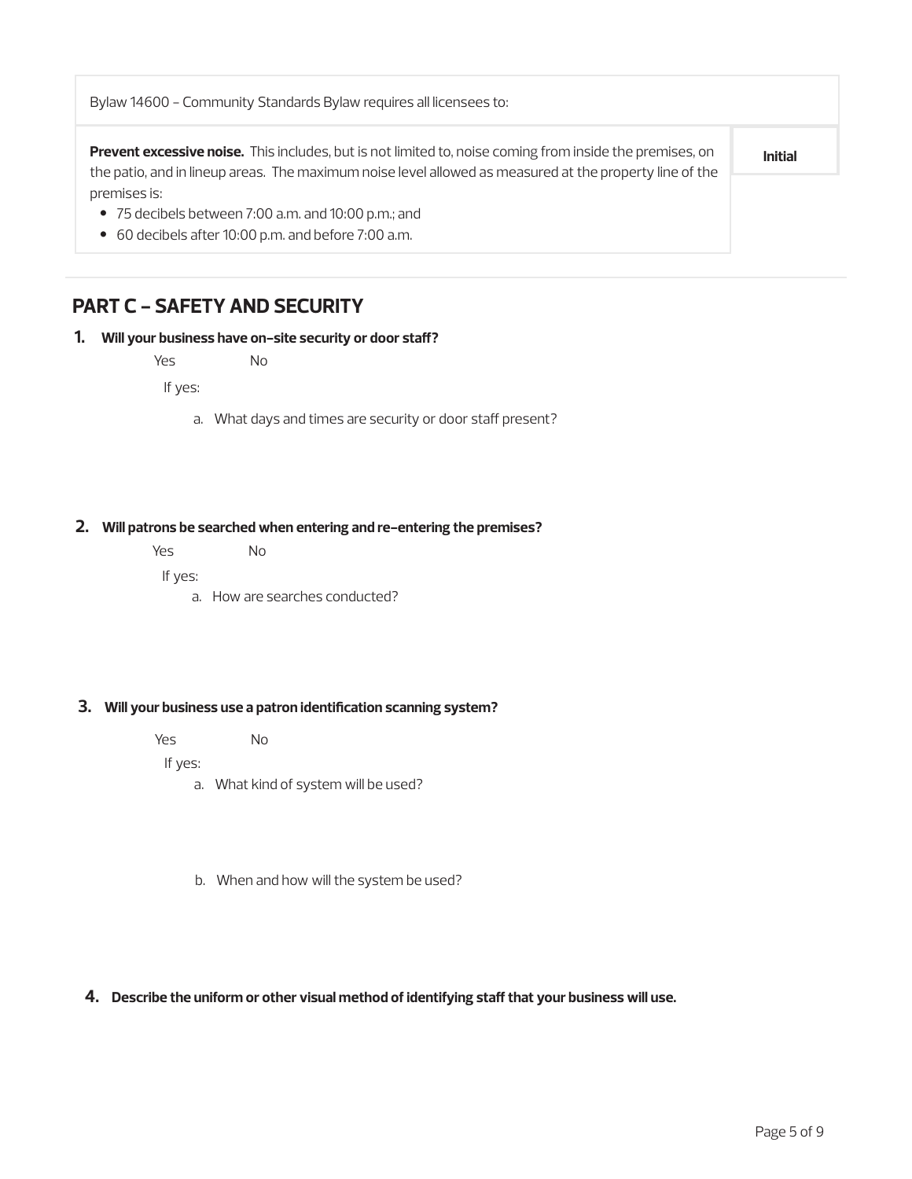| Bylaw 14600 - Community Standards Bylaw requires all licensees to: | |
|---|---|
| **Prevent excessive noise.** This includes, but is not limited to, noise coming from inside the premises, on the patio, and in lineup areas. The maximum noise level allowed as measured at the property line of the premises is:<br>• 75 decibels between 7:00 a.m. and 10:00 p.m.; and<br>• 60 decibels after 10:00 p.m. and before 7:00 a.m. | **Initial** |

## PART C – SAFETY AND SECURITY

**1. Will your business have on-site security or door staff?**

Yes No

If yes:

a. What days and times are security or door staff present?

**2. Will patrons be searched when entering and re-entering the premises?**

Yes No

If yes:

a. How are searches conducted?

**3. Will your business use a patron identification scanning system?**

Yes No

If yes:

a. What kind of system will be used?

b. When and how will the system be used?

**4. Describe the uniform or other visual method of identifying staff that your business will use.**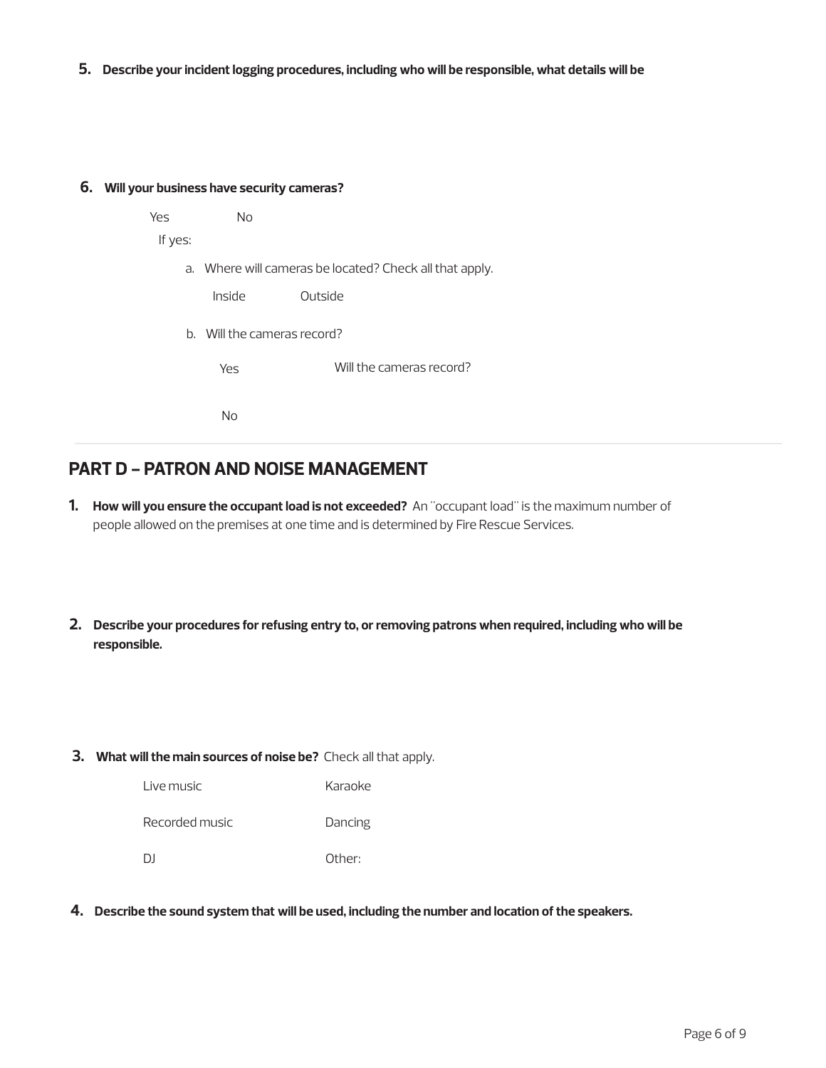**5. Describe your incident logging procedures, including who will be responsible, what details will be**

**6. Will your business have security cameras?**

Yes No

If yes:

a. Where will cameras be located? Check all that apply.

Inside Outside

b. Will the cameras record?

Yes Will the cameras record?

No

## PART D – PATRON AND NOISE MANAGEMENT

**1. How will you ensure the occupant load is not exceeded?** An "occupant load" is the maximum number of people allowed on the premises at one time and is determined by Fire Rescue Services.

**2. Describe your procedures for refusing entry to, or removing patrons when required, including who will be responsible.**

**3. What will the main sources of noise be?** Check all that apply.

Live music Karaoke

Recorded music Dancing

DJ Other:

**4. Describe the sound system that will be used, including the number and location of the speakers.**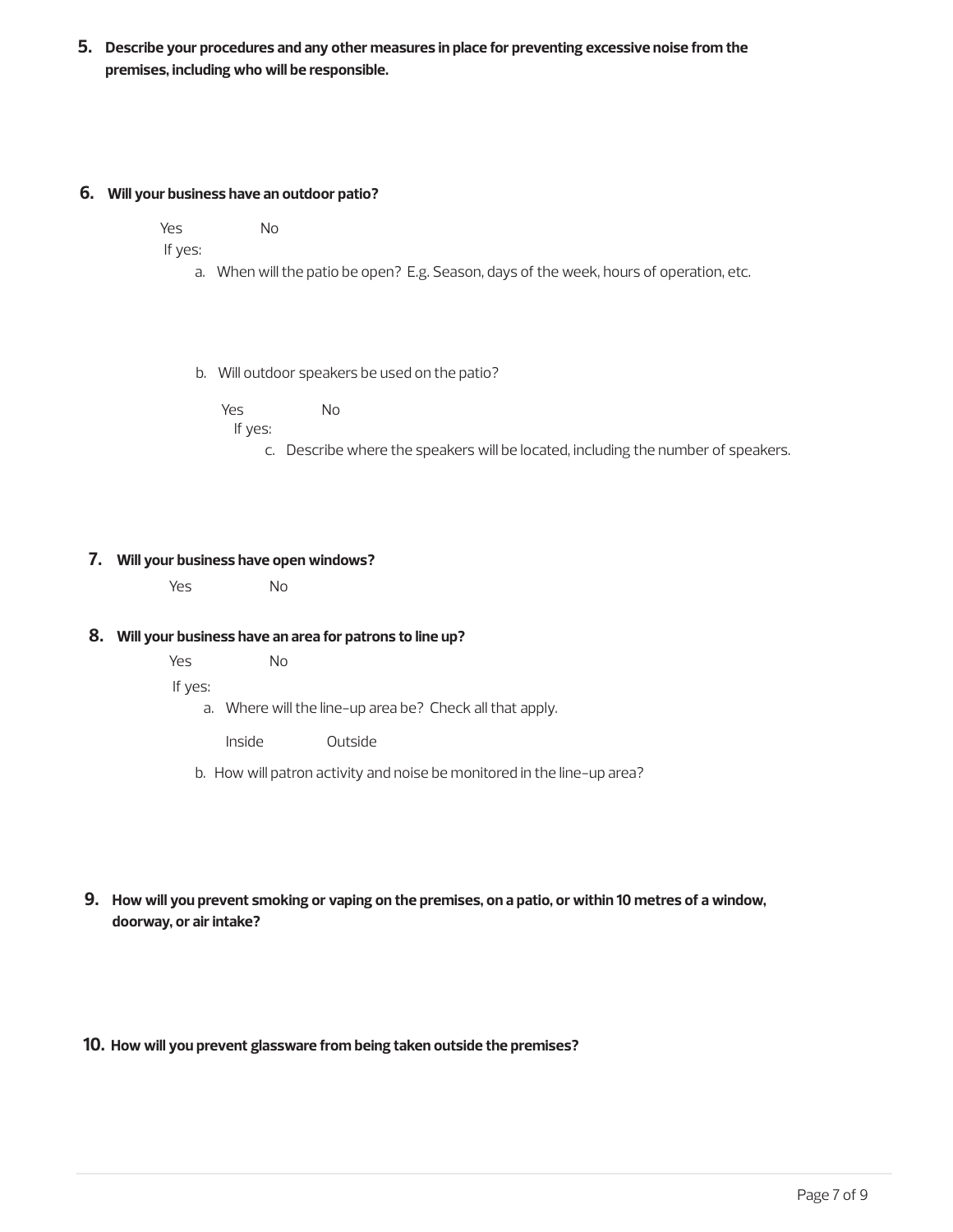**5. Describe your procedures and any other measures in place for preventing excessive noise from the premises, including who will be responsible.**

**6. Will your business have an outdoor patio?**

Yes No

If yes:

a. When will the patio be open? E.g. Season, days of the week, hours of operation, etc.

b. Will outdoor speakers be used on the patio?

Yes No

If yes:

c. Describe where the speakers will be located, including the number of speakers.

**7. Will your business have open windows?**

Yes No

**8. Will your business have an area for patrons to line up?**

Yes No

If yes:

a. Where will the line-up area be? Check all that apply.

Inside Outside

b. How will patron activity and noise be monitored in the line-up area?

**9. How will you prevent smoking or vaping on the premises, on a patio, or within 10 metres of a window, doorway, or air intake?**

**10. How will you prevent glassware from being taken outside the premises?**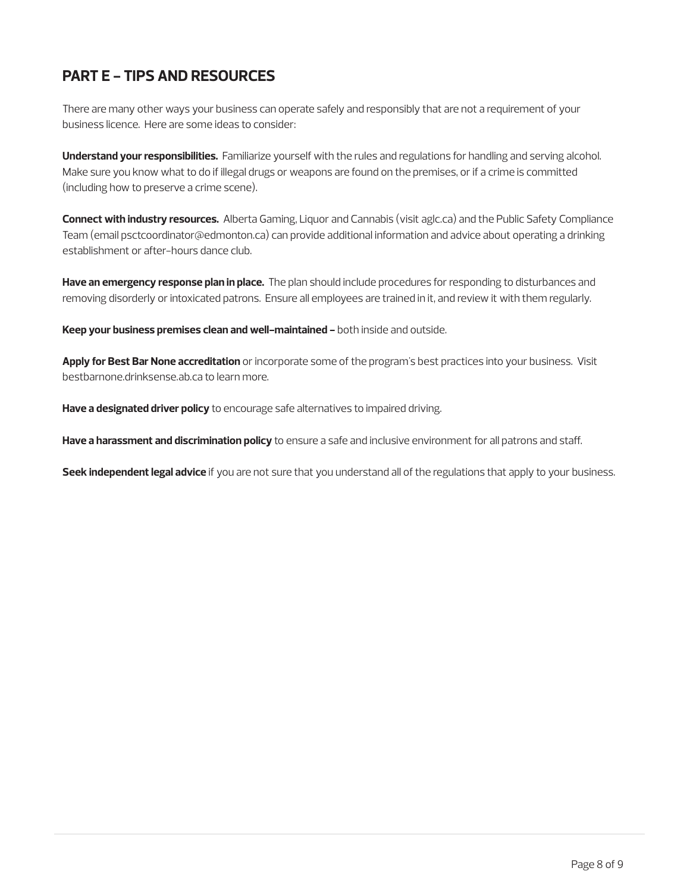## PART E – TIPS AND RESOURCES

There are many other ways your business can operate safely and responsibly that are not a requirement of your business licence. Here are some ideas to consider:

**Understand your responsibilities.** Familiarize yourself with the rules and regulations for handling and serving alcohol. Make sure you know what to do if illegal drugs or weapons are found on the premises, or if a crime is committed (including how to preserve a crime scene).

**Connect with industry resources.** Alberta Gaming, Liquor and Cannabis (visit aglc.ca) and the Public Safety Compliance Team (email psctcoordinator@edmonton.ca) can provide additional information and advice about operating a drinking establishment or after-hours dance club.

**Have an emergency response plan in place.** The plan should include procedures for responding to disturbances and removing disorderly or intoxicated patrons. Ensure all employees are trained in it, and review it with them regularly.

**Keep your business premises clean and well-maintained –** both inside and outside.

**Apply for Best Bar None accreditation** or incorporate some of the program's best practices into your business. Visit bestbarnone.drinksense.ab.ca to learn more.

**Have a designated driver policy** to encourage safe alternatives to impaired driving.

**Have a harassment and discrimination policy** to ensure a safe and inclusive environment for all patrons and staff.

**Seek independent legal advice** if you are not sure that you understand all of the regulations that apply to your business.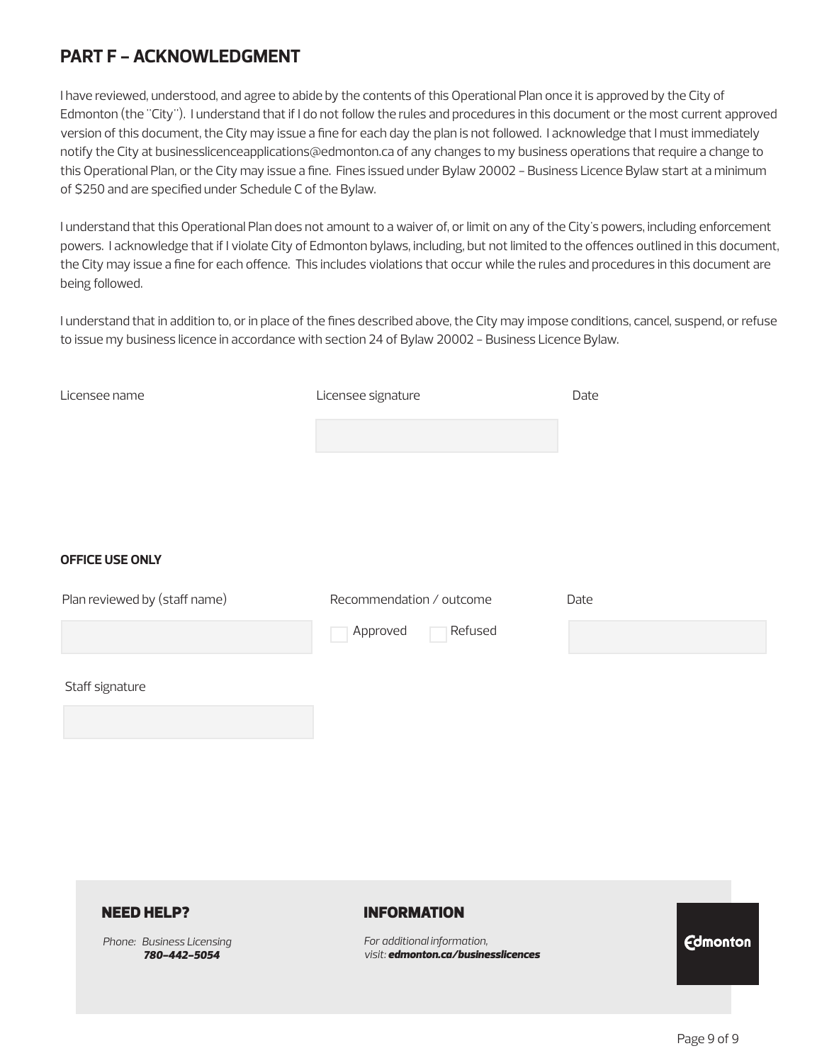## PART F – ACKNOWLEDGMENT

I have reviewed, understood, and agree to abide by the contents of this Operational Plan once it is approved by the City of Edmonton (the "City"). I understand that if I do not follow the rules and procedures in this document or the most current approved version of this document, the City may issue a fine for each day the plan is not followed. I acknowledge that I must immediately notify the City at businesslicenceapplications@edmonton.ca of any changes to my business operations that require a change to this Operational Plan, or the City may issue a fine. Fines issued under Bylaw 20002 – Business Licence Bylaw start at a minimum of $250 and are specified under Schedule C of the Bylaw.

I understand that this Operational Plan does not amount to a waiver of, or limit on any of the City's powers, including enforcement powers. I acknowledge that if I violate City of Edmonton bylaws, including, but not limited to the offences outlined in this document, the City may issue a fine for each offence. This includes violations that occur while the rules and procedures in this document are being followed.

I understand that in addition to, or in place of the fines described above, the City may impose conditions, cancel, suspend, or refuse to issue my business licence in accordance with section 24 of Bylaw 20002 – Business Licence Bylaw.

| Licensee name | Licensee signature | Date |
| --- | --- | --- |
| | | |

**OFFICE USE ONLY**

| Plan reviewed by (staff name) | Recommendation / outcome | Date |
| --- | --- | --- |
| | ☐ Approved ☐ Refused | |

Staff signature

**NEED HELP?**

*Phone: Business Licensing* ***780-442-5054***

**INFORMATION**

*For additional information, visit:* ***edmonton.ca/businesslicences***

Edmonton